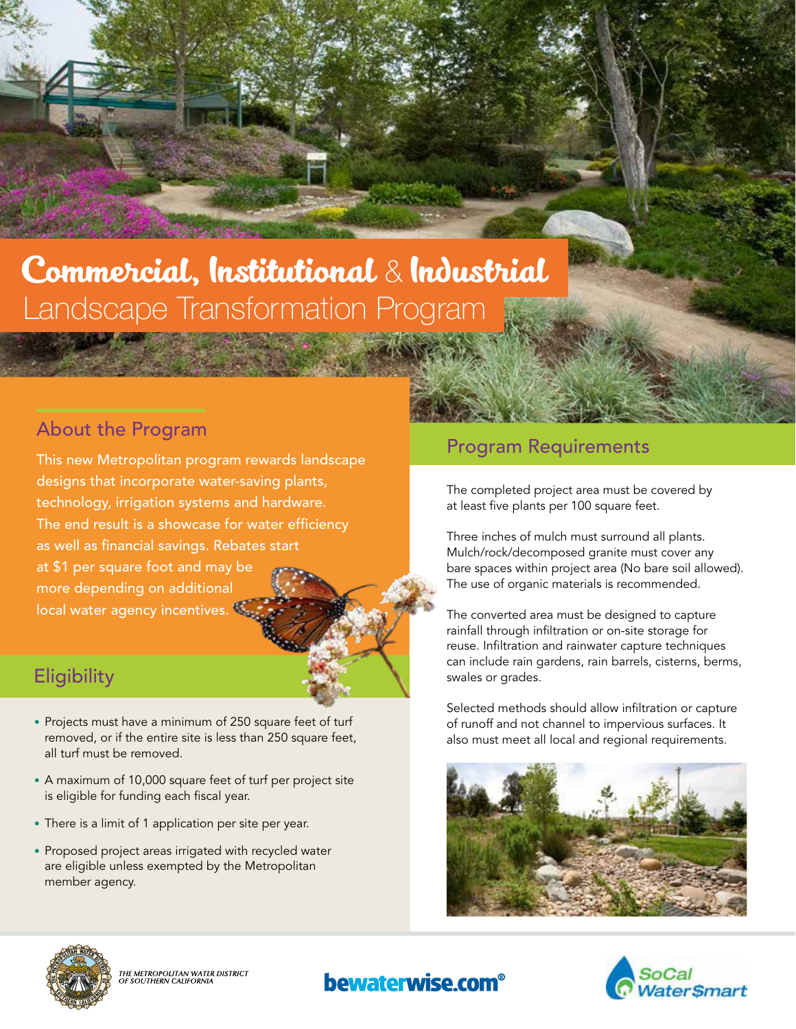# Commercial, Institutional & Industrial Landscape Transformation Program

## About the Program

This new Metropolitan program rewards landscape designs that incorporate water-saving plants, technology, irrigation systems and hardware. The end result is a showcase for water efficiency as well as financial savings. Rebates start at $1 per square foot and may be more depending on additional local water agency incentives.

## Eligibility

- Projects must have a minimum of 250 square feet of turf removed, or if the entire site is less than 250 square feet, all turf must be removed.
- A maximum of 10,000 square feet of turf per project site is eligible for funding each fiscal year.
- There is a limit of 1 application per site per year.
- Proposed project areas irrigated with recycled water are eligible unless exempted by the Metropolitan member agency.

## Program Requirements

The completed project area must be covered by at least five plants per 100 square feet.

Three inches of mulch must surround all plants. Mulch/rock/decomposed granite must cover any bare spaces within project area (No bare soil allowed). The use of organic materials is recommended.

The converted area must be designed to capture rainfall through infiltration or on-site storage for reuse. Infiltration and rainwater capture techniques can include rain gardens, rain barrels, cisterns, berms, swales or grades.

Selected methods should allow infiltration or capture of runoff and not channel to impervious surfaces. It also must meet all local and regional requirements.

THE METROPOLITAN WATER DISTRICT OF SOUTHERN CALIFORNIA

bewaterwise.com®

SoCal Water$mart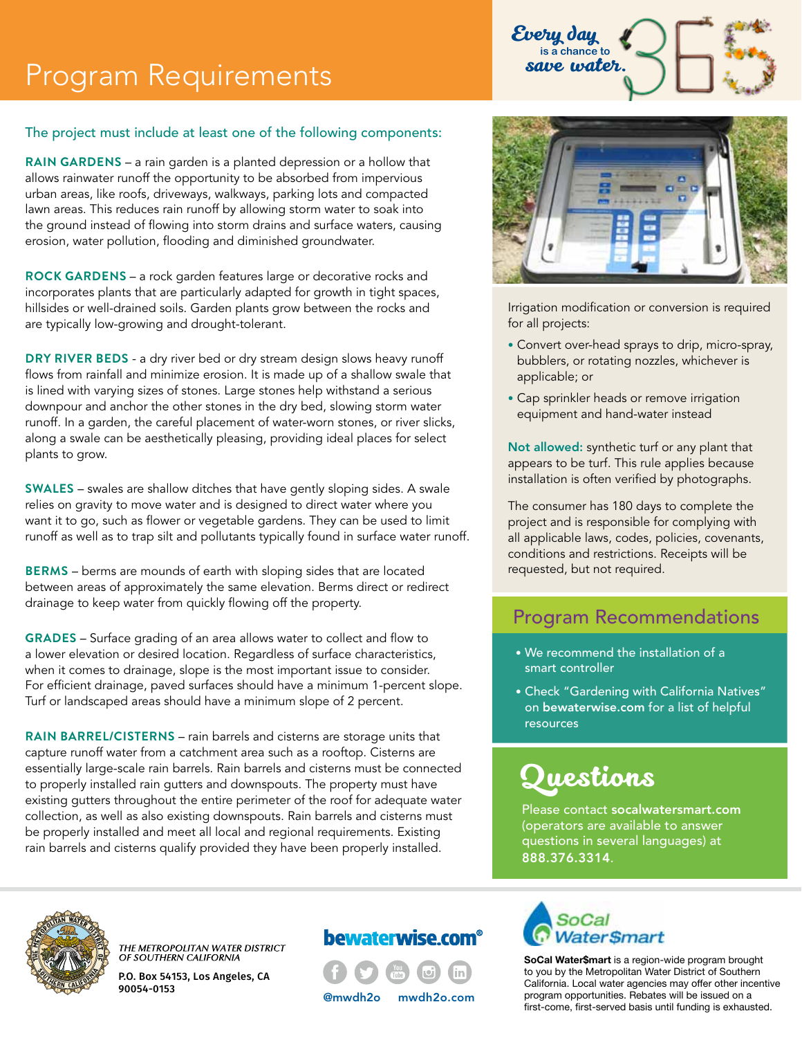# Program Requirements

Every day is a chance to save water.

## The project must include at least one of the following components:

**RAIN GARDENS** – a rain garden is a planted depression or a hollow that allows rainwater runoff the opportunity to be absorbed from impervious urban areas, like roofs, driveways, walkways, parking lots and compacted lawn areas. This reduces rain runoff by allowing storm water to soak into the ground instead of flowing into storm drains and surface waters, causing erosion, water pollution, flooding and diminished groundwater.

**ROCK GARDENS** – a rock garden features large or decorative rocks and incorporates plants that are particularly adapted for growth in tight spaces, hillsides or well-drained soils. Garden plants grow between the rocks and are typically low-growing and drought-tolerant.

**DRY RIVER BEDS** - a dry river bed or dry stream design slows heavy runoff flows from rainfall and minimize erosion. It is made up of a shallow swale that is lined with varying sizes of stones. Large stones help withstand a serious downpour and anchor the other stones in the dry bed, slowing storm water runoff. In a garden, the careful placement of water-worn stones, or river slicks, along a swale can be aesthetically pleasing, providing ideal places for select plants to grow.

**SWALES** – swales are shallow ditches that have gently sloping sides. A swale relies on gravity to move water and is designed to direct water where you want it to go, such as flower or vegetable gardens. They can be used to limit runoff as well as to trap silt and pollutants typically found in surface water runoff.

**BERMS** – berms are mounds of earth with sloping sides that are located between areas of approximately the same elevation. Berms direct or redirect drainage to keep water from quickly flowing off the property.

**GRADES** – Surface grading of an area allows water to collect and flow to a lower elevation or desired location. Regardless of surface characteristics, when it comes to drainage, slope is the most important issue to consider. For efficient drainage, paved surfaces should have a minimum 1-percent slope. Turf or landscaped areas should have a minimum slope of 2 percent.

**RAIN BARREL/CISTERNS** – rain barrels and cisterns are storage units that capture runoff water from a catchment area such as a rooftop. Cisterns are essentially large-scale rain barrels. Rain barrels and cisterns must be connected to properly installed rain gutters and downspouts. The property must have existing gutters throughout the entire perimeter of the roof for adequate water collection, as well as also existing downspouts. Rain barrels and cisterns must be properly installed and meet all local and regional requirements. Existing rain barrels and cisterns qualify provided they have been properly installed.

Irrigation modification or conversion is required for all projects:

- Convert over-head sprays to drip, micro-spray, bubblers, or rotating nozzles, whichever is applicable; or
- Cap sprinkler heads or remove irrigation equipment and hand-water instead

**Not allowed:** synthetic turf or any plant that appears to be turf. This rule applies because installation is often verified by photographs.

The consumer has 180 days to complete the project and is responsible for complying with all applicable laws, codes, policies, covenants, conditions and restrictions. Receipts will be requested, but not required.

## Program Recommendations

- We recommend the installation of a smart controller
- Check "Gardening with California Natives" on **bewaterwise.com** for a list of helpful resources

## Questions

Please contact **socalwatersmart.com** (operators are available to answer questions in several languages) at **888.376.3314**.

*THE METROPOLITAN WATER DISTRICT OF SOUTHERN CALIFORNIA*

**P.O. Box 54153, Los Angeles, CA 90054-0153**

bewaterwise.com®

@mwdh2o mwdh2o.com

**SoCal Water$mart** is a region-wide program brought to you by the Metropolitan Water District of Southern California. Local water agencies may offer other incentive program opportunities. Rebates will be issued on a first-come, first-served basis until funding is exhausted.